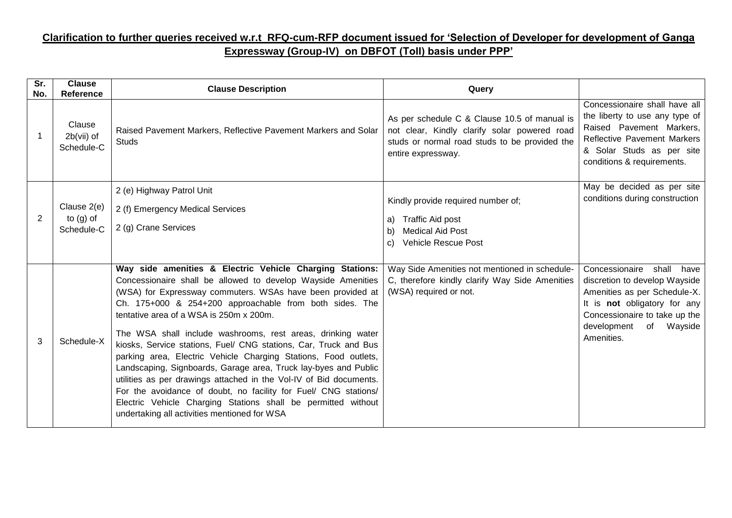**Clarification to further queries received w.r.t RFQ-cum-RFP document issued for 'Selection of Developer for development of Ganga Expressway (Group-IV) on DBFOT (Toll) basis under PPP'**

| Sr. No. | Clause Reference | Clause Description | Query | |
|---|---|---|---|---|
| 1 | Clause 2b(vii) of Schedule-C | Raised Pavement Markers, Reflective Pavement Markers and Solar Studs | As per schedule C & Clause 10.5 of manual is not clear, Kindly clarify solar powered road studs or normal road studs to be provided the entire expressway. | Concessionaire shall have all the liberty to use any type of Raised Pavement Markers, Reflective Pavement Markers & Solar Studs as per site conditions & requirements. |
| 2 | Clause 2(e) to (g) of Schedule-C | 2 (e) Highway Patrol Unit<br>2 (f) Emergency Medical Services<br>2 (g) Crane Services | Kindly provide required number of;<br>a) Traffic Aid post<br>b) Medical Aid Post<br>c) Vehicle Rescue Post | May be decided as per site conditions during construction |
| 3 | Schedule-X | **Way side amenities & Electric Vehicle Charging Stations:** Concessionaire shall be allowed to develop Wayside Amenities (WSA) for Expressway commuters. WSAs have been provided at Ch. 175+000 & 254+200 approachable from both sides. The tentative area of a WSA is 250m x 200m.<br>The WSA shall include washrooms, rest areas, drinking water kiosks, Service stations, Fuel/ CNG stations, Car, Truck and Bus parking area, Electric Vehicle Charging Stations, Food outlets, Landscaping, Signboards, Garage area, Truck lay-byes and Public utilities as per drawings attached in the Vol-IV of Bid documents. For the avoidance of doubt, no facility for Fuel/ CNG stations/ Electric Vehicle Charging Stations shall be permitted without undertaking all activities mentioned for WSA | Way Side Amenities not mentioned in schedule-C, therefore kindly clarify Way Side Amenities (WSA) required or not. | Concessionaire shall have discretion to develop Wayside Amenities as per Schedule-X. It is **not** obligatory for any Concessionaire to take up the development of Wayside Amenities. |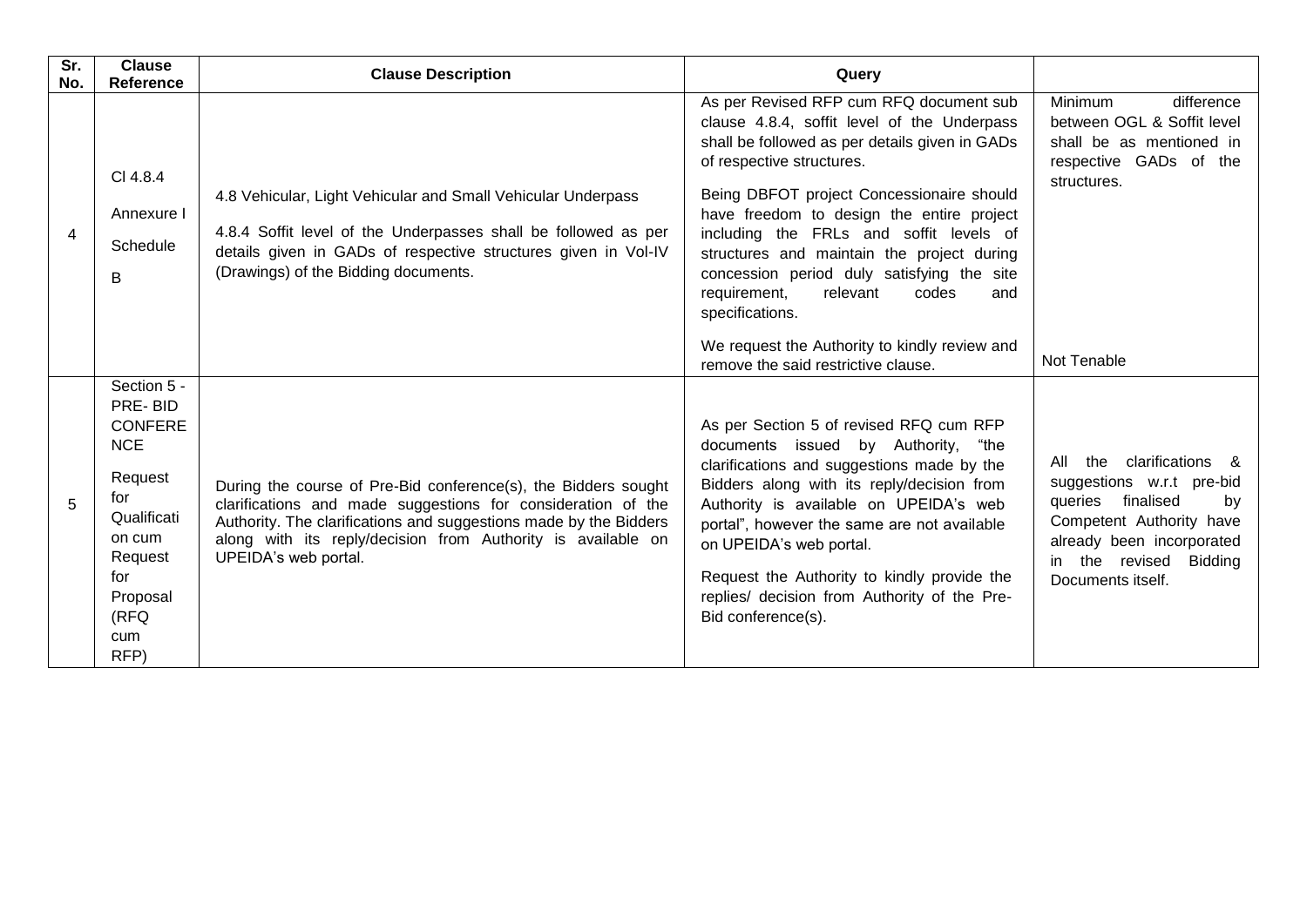| Sr. No. | Clause Reference | Clause Description | Query | |
|---|---|---|---|---|
| 4 | Cl 4.8.4 Annexure I Schedule B | 4.8 Vehicular, Light Vehicular and Small Vehicular Underpass<br><br>4.8.4 Soffit level of the Underpasses shall be followed as per details given in GADs of respective structures given in Vol-IV (Drawings) of the Bidding documents. | As per Revised RFP cum RFQ document sub clause 4.8.4, soffit level of the Underpass shall be followed as per details given in GADs of respective structures.<br><br>Being DBFOT project Concessionaire should have freedom to design the entire project including the FRLs and soffit levels of structures and maintain the project during concession period duly satisfying the site requirement, relevant codes and specifications.<br><br>We request the Authority to kindly review and remove the said restrictive clause. | Minimum difference between OGL & Soffit level shall be as mentioned in respective GADs of the structures.<br><br>Not Tenable |
| 5 | Section 5 - PRE- BID CONFERENCE<br><br>Request for Qualification cum Request for Proposal (RFQ cum RFP) | During the course of Pre-Bid conference(s), the Bidders sought clarifications and made suggestions for consideration of the Authority. The clarifications and suggestions made by the Bidders along with its reply/decision from Authority is available on UPEIDA's web portal. | As per Section 5 of revised RFQ cum RFP documents issued by Authority, "the clarifications and suggestions made by the Bidders along with its reply/decision from Authority is available on UPEIDA's web portal", however the same are not available on UPEIDA's web portal.<br><br>Request the Authority to kindly provide the replies/ decision from Authority of the Pre-Bid conference(s). | All the clarifications & suggestions w.r.t pre-bid queries finalised by Competent Authority have already been incorporated in the revised Bidding Documents itself. |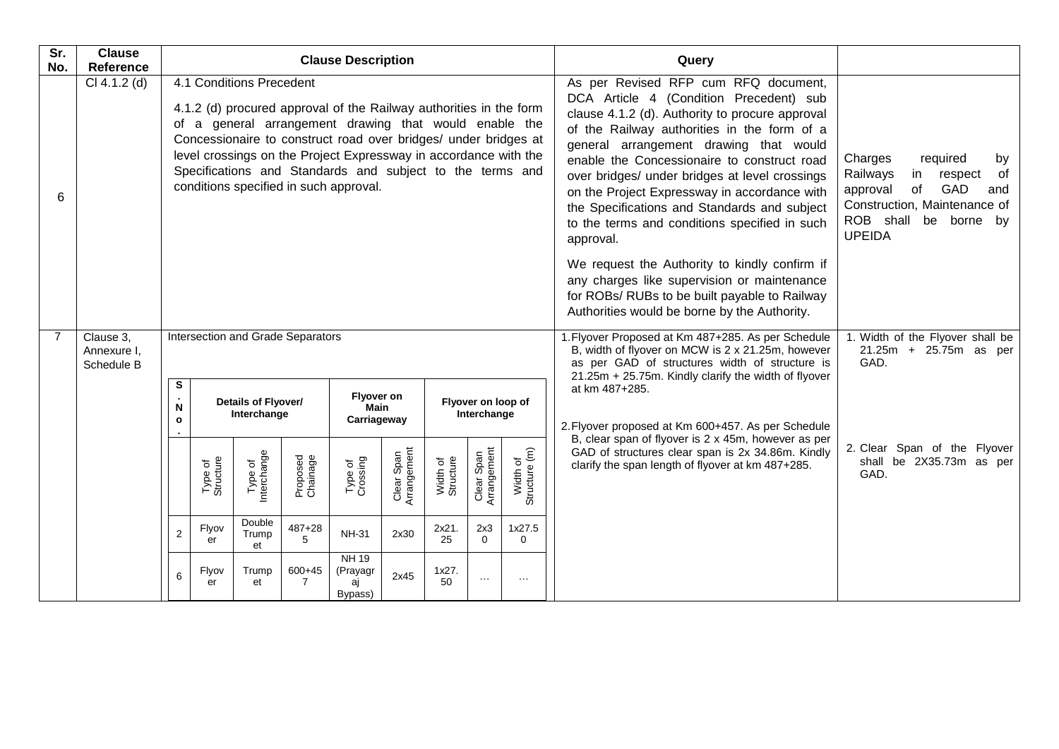| Sr. No. | Clause Reference | Clause Description | Query | |
|---|---|---|---|---|
| 6 | Cl 4.1.2 (d) | 4.1 Conditions Precedent<br><br>4.1.2 (d) procured approval of the Railway authorities in the form of a general arrangement drawing that would enable the Concessionaire to construct road over bridges/ under bridges at level crossings on the Project Expressway in accordance with the Specifications and Standards and subject to the terms and conditions specified in such approval. | As per Revised RFP cum RFQ document, DCA Article 4 (Condition Precedent) sub clause 4.1.2 (d). Authority to procure approval of the Railway authorities in the form of a general arrangement drawing that would enable the Concessionaire to construct road over bridges/ under bridges at level crossings on the Project Expressway in accordance with the Specifications and Standards and subject to the terms and conditions specified in such approval.<br><br>We request the Authority to kindly confirm if any charges like supervision or maintenance for ROBs/ RUBs to be built payable to Railway Authorities would be borne by the Authority. | Charges required by Railways in respect of approval of GAD and Construction, Maintenance of ROB shall be borne by UPEIDA |
| 7 | Clause 3, Annexure I, Schedule B | Intersection and Grade Separators (see table below) | 1. Flyover Proposed at Km 487+285. As per Schedule B, width of flyover on MCW is 2 x 21.25m, however as per GAD of structures width of structure is 21.25m + 25.75m. Kindly clarify the width of flyover at km 487+285.<br><br>2. Flyover proposed at Km 600+457. As per Schedule B, clear span of flyover is 2 x 45m, however as per GAD of structures clear span is 2x 34.86m. Kindly clarify the span length of flyover at km 487+285. | 1. Width of the Flyover shall be 21.25m + 25.75m as per GAD.<br><br>2. Clear Span of the Flyover shall be 2X35.73m as per GAD. |

Intersection and Grade Separators

| S. No. | Details of Flyover/ Interchange | | | Flyover on Main Carriageway | | Flyover on loop of Interchange | | |
|---|---|---|---|---|---|---|---|---|
| | Type of Structure | Type of Interchange | Proposed Chainage | Type of Crossing | Clear Span Arrangement | Width of Structure | Clear Span Arrangement | Width of Structure (m) |
| 2 | Flyover | Double Trumpet | 487+285 | NH-31 | 2x30 | 2x21.25 | 2x30 | 1x27.50 |
| 6 | Flyover | Trumpet | 600+457 | NH 19 (Prayagraj Bypass) | 2x45 | 1x27.50 | … | … |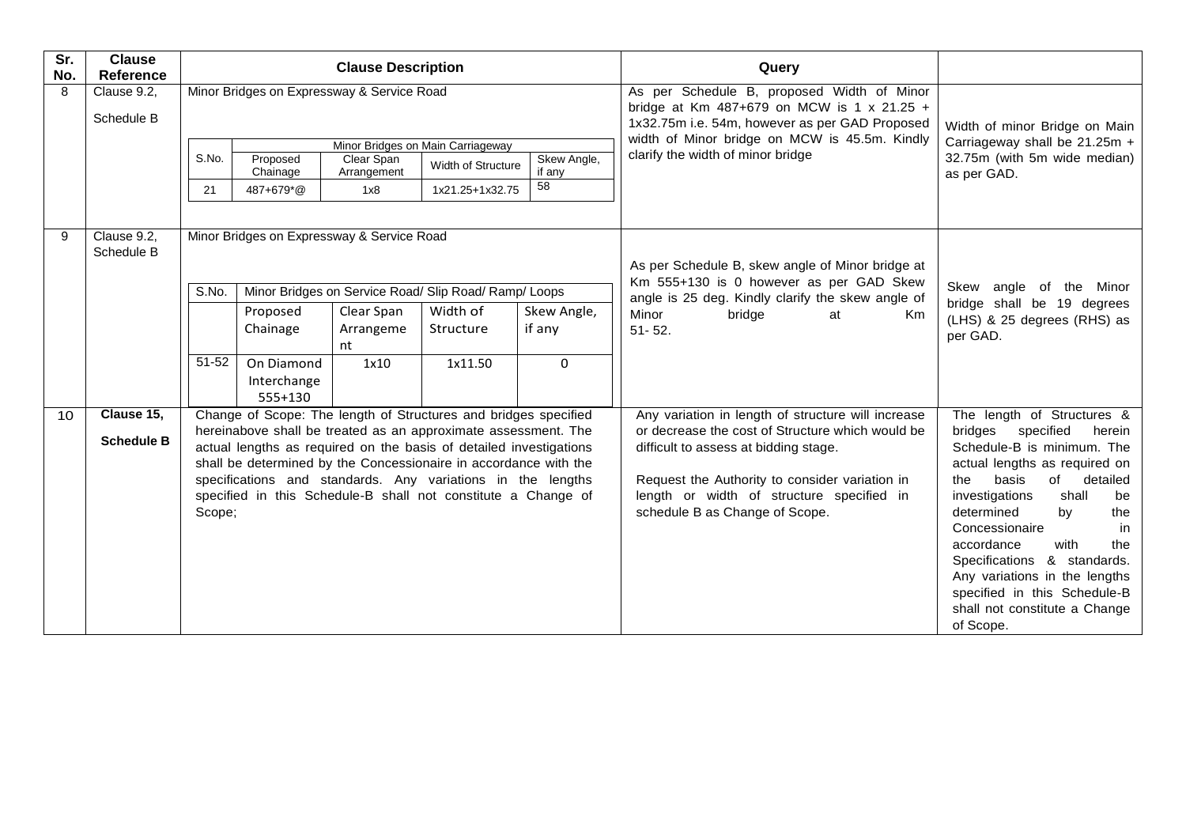| Sr. No. | Clause Reference | Clause Description | Query | |
|---|---|---|---|---|
| 8 | Clause 9.2, Schedule B | Minor Bridges on Expressway & Service Road<br><br>Minor Bridges on Main Carriageway<br>S.No.: 21; Proposed Chainage: 487+679*@; Clear Span Arrangement: 1x8; Width of Structure: 1x21.25+1x32.75; Skew Angle, if any: 58 | As per Schedule B, proposed Width of Minor bridge at Km 487+679 on MCW is 1 x 21.25 + 1x32.75m i.e. 54m, however as per GAD Proposed width of Minor bridge on MCW is 45.5m. Kindly clarify the width of minor bridge | Width of minor Bridge on Main Carriageway shall be 21.25m + 32.75m (with 5m wide median) as per GAD. |
| 9 | Clause 9.2, Schedule B | Minor Bridges on Expressway & Service Road<br><br>Minor Bridges on Service Road/ Slip Road/ Ramp/ Loops<br>S.No.: 51-52; Proposed Chainage: On Diamond Interchange 555+130; Clear Span Arrangement: 1x10; Width of Structure: 1x11.50; Skew Angle, if any: 0 | As per Schedule B, skew angle of Minor bridge at Km 555+130 is 0 however as per GAD Skew angle is 25 deg. Kindly clarify the skew angle of Minor bridge at Km 51- 52. | Skew angle of the Minor bridge shall be 19 degrees (LHS) & 25 degrees (RHS) as per GAD. |
| 10 | **Clause 15, Schedule B** | Change of Scope: The length of Structures and bridges specified hereinabove shall be treated as an approximate assessment. The actual lengths as required on the basis of detailed investigations shall be determined by the Concessionaire in accordance with the specifications and standards. Any variations in the lengths specified in this Schedule-B shall not constitute a Change of Scope; | Any variation in length of structure will increase or decrease the cost of Structure which would be difficult to assess at bidding stage.<br><br>Request the Authority to consider variation in length or width of structure specified in schedule B as Change of Scope. | The length of Structures & bridges specified herein Schedule-B is minimum. The actual lengths as required on the basis of detailed investigations shall be determined by the Concessionaire in accordance with the Specifications & standards. Any variations in the lengths specified in this Schedule-B shall not constitute a Change of Scope. |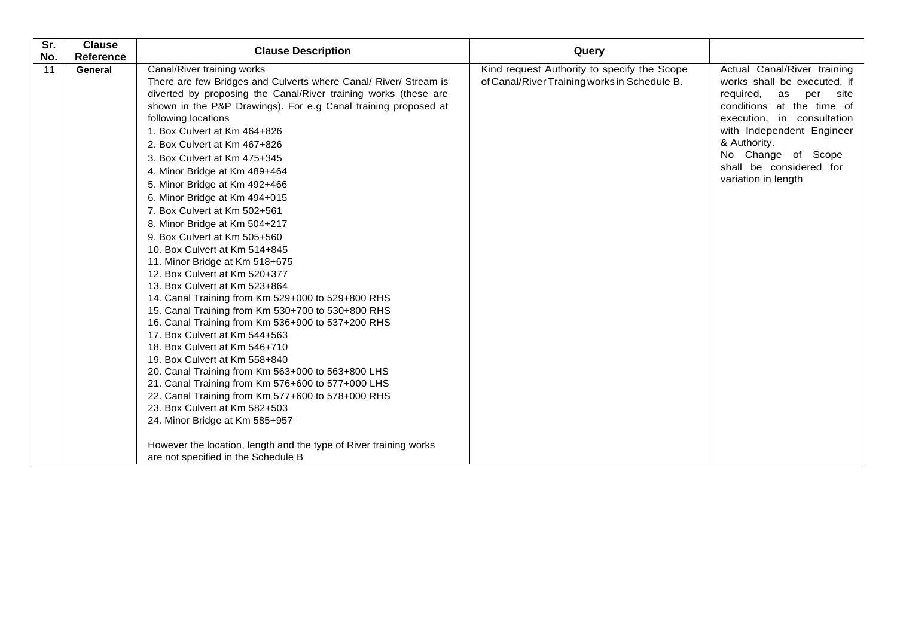| Sr. No. | Clause Reference | Clause Description | Query | |
|---|---|---|---|---|
| 11 | **General** | Canal/River training works<br>There are few Bridges and Culverts where Canal/ River/ Stream is diverted by proposing the Canal/River training works (these are shown in the P&P Drawings). For e.g Canal training proposed at following locations<br>1. Box Culvert at Km 464+826<br>2. Box Culvert at Km 467+826<br>3. Box Culvert at Km 475+345<br>4. Minor Bridge at Km 489+464<br>5. Minor Bridge at Km 492+466<br>6. Minor Bridge at Km 494+015<br>7. Box Culvert at Km 502+561<br>8. Minor Bridge at Km 504+217<br>9. Box Culvert at Km 505+560<br>10. Box Culvert at Km 514+845<br>11. Minor Bridge at Km 518+675<br>12. Box Culvert at Km 520+377<br>13. Box Culvert at Km 523+864<br>14. Canal Training from Km 529+000 to 529+800 RHS<br>15. Canal Training from Km 530+700 to 530+800 RHS<br>16. Canal Training from Km 536+900 to 537+200 RHS<br>17. Box Culvert at Km 544+563<br>18. Box Culvert at Km 546+710<br>19. Box Culvert at Km 558+840<br>20. Canal Training from Km 563+000 to 563+800 LHS<br>21. Canal Training from Km 576+600 to 577+000 LHS<br>22. Canal Training from Km 577+600 to 578+000 RHS<br>23. Box Culvert at Km 582+503<br>24. Minor Bridge at Km 585+957<br><br>However the location, length and the type of River training works are not specified in the Schedule B | Kind request Authority to specify the Scope of Canal/River Training works in Schedule B. | Actual Canal/River training works shall be executed, if required, as per site conditions at the time of execution, in consultation with Independent Engineer & Authority.<br>No Change of Scope shall be considered for variation in length |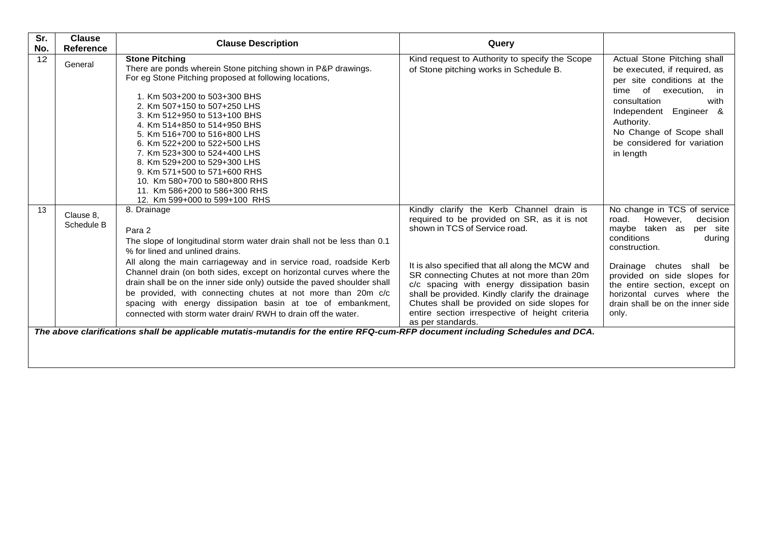| Sr. No. | Clause Reference | Clause Description | Query | |
|---|---|---|---|---|
| 12 | General | **Stone Pitching**<br>There are ponds wherein Stone pitching shown in P&P drawings.<br>For eg Stone Pitching proposed at following locations,<br><br>1. Km 503+200 to 503+300 BHS<br>2. Km 507+150 to 507+250 LHS<br>3. Km 512+950 to 513+100 BHS<br>4. Km 514+850 to 514+950 BHS<br>5. Km 516+700 to 516+800 LHS<br>6. Km 522+200 to 522+500 LHS<br>7. Km 523+300 to 524+400 LHS<br>8. Km 529+200 to 529+300 LHS<br>9. Km 571+500 to 571+600 RHS<br>10. Km 580+700 to 580+800 RHS<br>11. Km 586+200 to 586+300 RHS<br>12. Km 599+000 to 599+100 RHS | Kind request to Authority to specify the Scope of Stone pitching works in Schedule B. | Actual Stone Pitching shall be executed, if required, as per site conditions at the time of execution, in consultation with Independent Engineer & Authority.<br>No Change of Scope shall be considered for variation in length |
| 13 | Clause 8, Schedule B | 8. Drainage<br><br>Para 2<br>The slope of longitudinal storm water drain shall not be less than 0.1 % for lined and unlined drains.<br>All along the main carriageway and in service road, roadside Kerb Channel drain (on both sides, except on horizontal curves where the drain shall be on the inner side only) outside the paved shoulder shall be provided, with connecting chutes at not more than 20m c/c spacing with energy dissipation basin at toe of embankment, connected with storm water drain/ RWH to drain off the water. | Kindly clarify the Kerb Channel drain is required to be provided on SR, as it is not shown in TCS of Service road.<br><br>It is also specified that all along the MCW and SR connecting Chutes at not more than 20m c/c spacing with energy dissipation basin shall be provided. Kindly clarify the drainage Chutes shall be provided on side slopes for entire section irrespective of height criteria as per standards. | No change in TCS of service road. However, decision maybe taken as per site conditions during construction.<br><br>Drainage chutes shall be provided on side slopes for the entire section, except on horizontal curves where the drain shall be on the inner side only. |

***The above clarifications shall be applicable mutatis-mutandis for the entire RFQ-cum-RFP document including Schedules and DCA.***